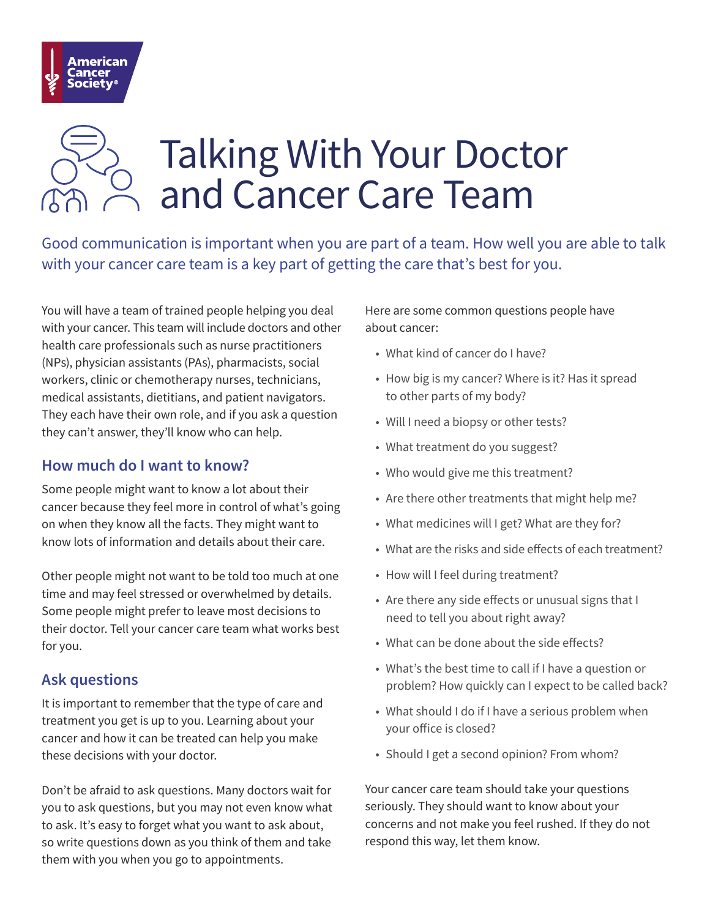# Talking With Your Doctor and Cancer Care Team

Good communication is important when you are part of a team. How well you are able to talk with your cancer care team is a key part of getting the care that's best for you.

You will have a team of trained people helping you deal with your cancer. This team will include doctors and other health care professionals such as nurse practitioners (NPs), physician assistants (PAs), pharmacists, social workers, clinic or chemotherapy nurses, technicians, medical assistants, dietitians, and patient navigators. They each have their own role, and if you ask a question they can't answer, they'll know who can help.

## How much do I want to know?

Some people might want to know a lot about their cancer because they feel more in control of what's going on when they know all the facts. They might want to know lots of information and details about their care.

Other people might not want to be told too much at one time and may feel stressed or overwhelmed by details. Some people might prefer to leave most decisions to their doctor. Tell your cancer care team what works best for you.

## Ask questions

It is important to remember that the type of care and treatment you get is up to you. Learning about your cancer and how it can be treated can help you make these decisions with your doctor.

Don't be afraid to ask questions. Many doctors wait for you to ask questions, but you may not even know what to ask. It's easy to forget what you want to ask about, so write questions down as you think of them and take them with you when you go to appointments.

Here are some common questions people have about cancer:

- What kind of cancer do I have?
- How big is my cancer? Where is it? Has it spread to other parts of my body?
- Will I need a biopsy or other tests?
- What treatment do you suggest?
- Who would give me this treatment?
- Are there other treatments that might help me?
- What medicines will I get? What are they for?
- What are the risks and side effects of each treatment?
- How will I feel during treatment?
- Are there any side effects or unusual signs that I need to tell you about right away?
- What can be done about the side effects?
- What's the best time to call if I have a question or problem? How quickly can I expect to be called back?
- What should I do if I have a serious problem when your office is closed?
- Should I get a second opinion? From whom?

Your cancer care team should take your questions seriously. They should want to know about your concerns and not make you feel rushed. If they do not respond this way, let them know.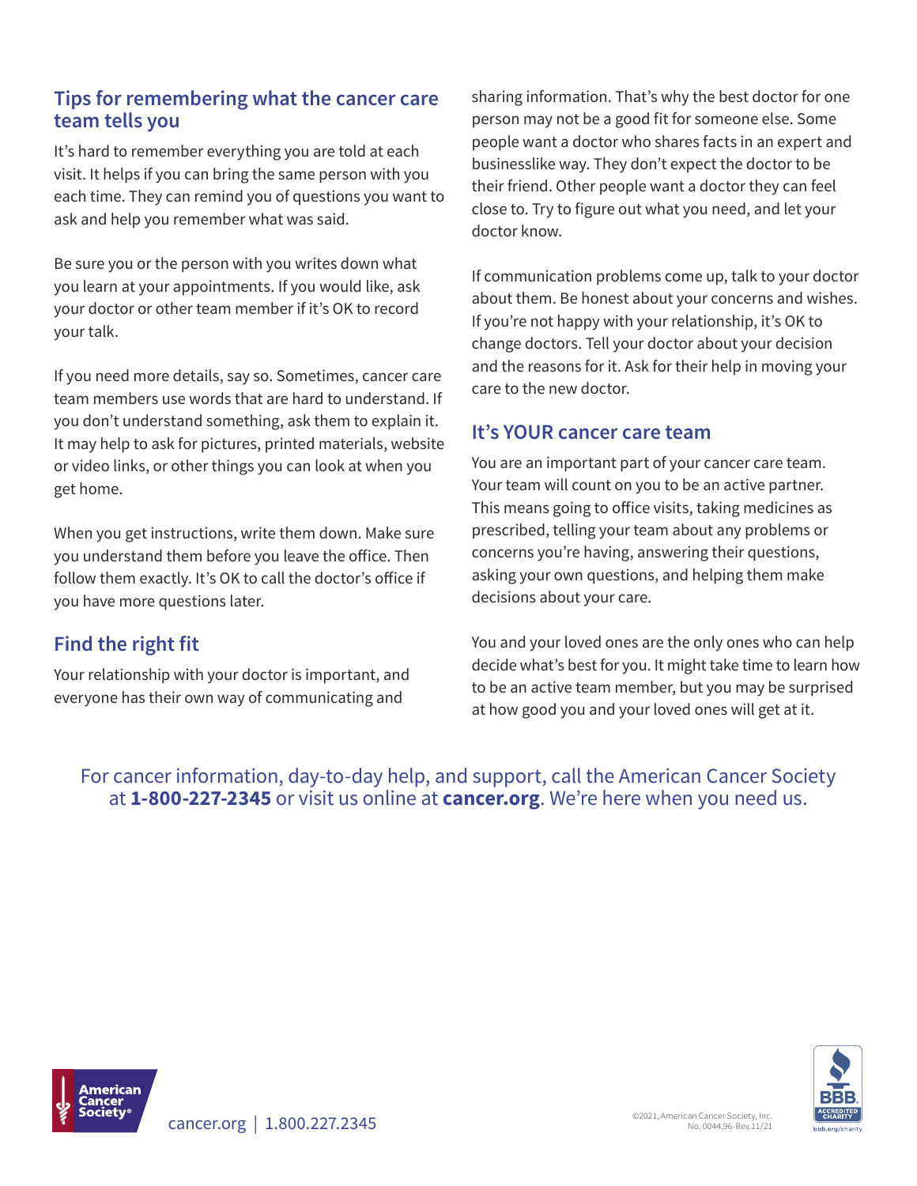## Tips for remembering what the cancer care team tells you

It's hard to remember everything you are told at each visit. It helps if you can bring the same person with you each time. They can remind you of questions you want to ask and help you remember what was said.

Be sure you or the person with you writes down what you learn at your appointments. If you would like, ask your doctor or other team member if it's OK to record your talk.

If you need more details, say so. Sometimes, cancer care team members use words that are hard to understand. If you don't understand something, ask them to explain it. It may help to ask for pictures, printed materials, website or video links, or other things you can look at when you get home.

When you get instructions, write them down. Make sure you understand them before you leave the office. Then follow them exactly. It's OK to call the doctor's office if you have more questions later.

## Find the right fit

Your relationship with your doctor is important, and everyone has their own way of communicating and sharing information. That's why the best doctor for one person may not be a good fit for someone else. Some people want a doctor who shares facts in an expert and businesslike way. They don't expect the doctor to be their friend. Other people want a doctor they can feel close to. Try to figure out what you need, and let your doctor know.

If communication problems come up, talk to your doctor about them. Be honest about your concerns and wishes. If you're not happy with your relationship, it's OK to change doctors. Tell your doctor about your decision and the reasons for it. Ask for their help in moving your care to the new doctor.

## It's YOUR cancer care team

You are an important part of your cancer care team. Your team will count on you to be an active partner. This means going to office visits, taking medicines as prescribed, telling your team about any problems or concerns you're having, answering their questions, asking your own questions, and helping them make decisions about your care.

You and your loved ones are the only ones who can help decide what's best for you. It might take time to learn how to be an active team member, but you may be surprised at how good you and your loved ones will get at it.

For cancer information, day-to-day help, and support, call the American Cancer Society at **1-800-227-2345** or visit us online at **cancer.org**. We're here when you need us.

American Cancer Society®

cancer.org | 1.800.227.2345

©2021, American Cancer Society, Inc.
No. 0044.96-Rev.11/21